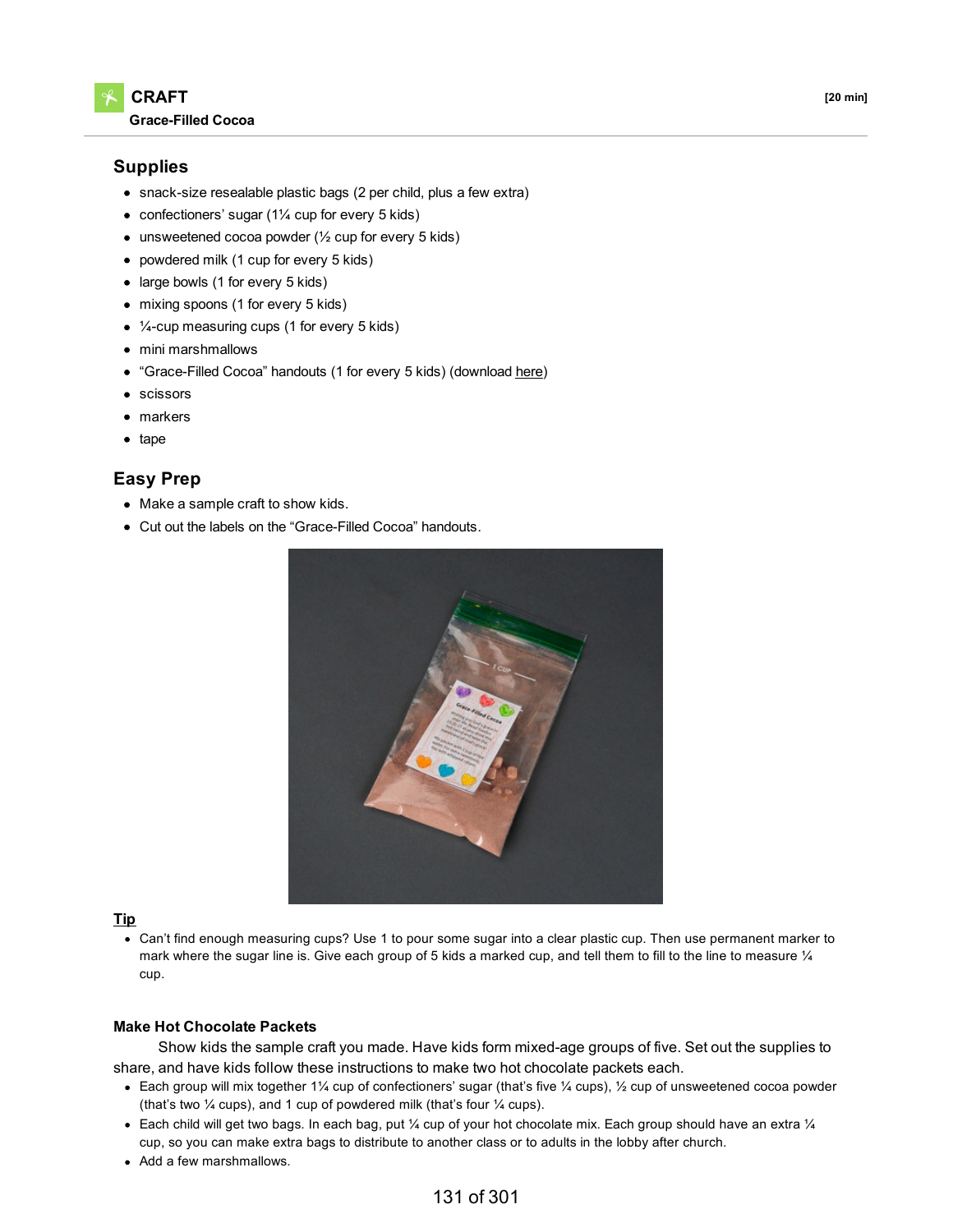# CRAFT

**Grace-Filled Cocoa**

[20 min]

## Supplies

- snack-size resealable plastic bags (2 per child, plus a few extra)
- confectioners' sugar (1¼ cup for every 5 kids)
- unsweetened cocoa powder (½ cup for every 5 kids)
- powdered milk (1 cup for every 5 kids)
- large bowls (1 for every 5 kids)
- mixing spoons (1 for every 5 kids)
- ¼-cup measuring cups (1 for every 5 kids)
- mini marshmallows
- "Grace-Filled Cocoa" handouts (1 for every 5 kids) (download here)
- scissors
- markers
- tape

## Easy Prep

- Make a sample craft to show kids.
- Cut out the labels on the "Grace-Filled Cocoa" handouts.

### Tip

- Can't find enough measuring cups? Use 1 to pour some sugar into a clear plastic cup. Then use permanent marker to mark where the sugar line is. Give each group of 5 kids a marked cup, and tell them to fill to the line to measure ¼ cup.

### Make Hot Chocolate Packets

Show kids the sample craft you made. Have kids form mixed-age groups of five. Set out the supplies to share, and have kids follow these instructions to make two hot chocolate packets each.

- Each group will mix together 1¼ cup of confectioners' sugar (that's five ¼ cups), ½ cup of unsweetened cocoa powder (that's two ¼ cups), and 1 cup of powdered milk (that's four ¼ cups).
- Each child will get two bags. In each bag, put ¼ cup of your hot chocolate mix. Each group should have an extra ¼ cup, so you can make extra bags to distribute to another class or to adults in the lobby after church.
- Add a few marshmallows.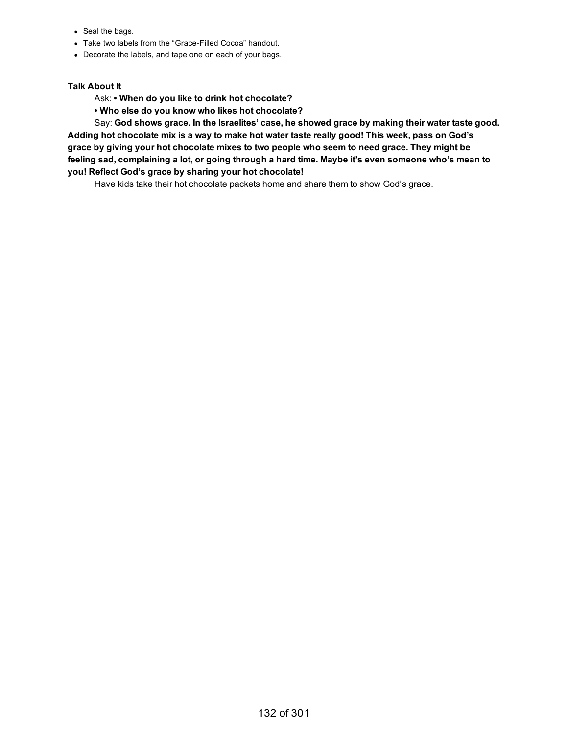- Seal the bags.
- Take two labels from the “Grace-Filled Cocoa” handout.
- Decorate the labels, and tape one on each of your bags.

**Talk About It**

Ask: **• When do you like to drink hot chocolate?**

**• Who else do you know who likes hot chocolate?**

Say: **God shows grace. In the Israelites’ case, he showed grace by making their water taste good. Adding hot chocolate mix is a way to make hot water taste really good! This week, pass on God’s grace by giving your hot chocolate mixes to two people who seem to need grace. They might be feeling sad, complaining a lot, or going through a hard time. Maybe it’s even someone who’s mean to you! Reflect God’s grace by sharing your hot chocolate!**

Have kids take their hot chocolate packets home and share them to show God’s grace.